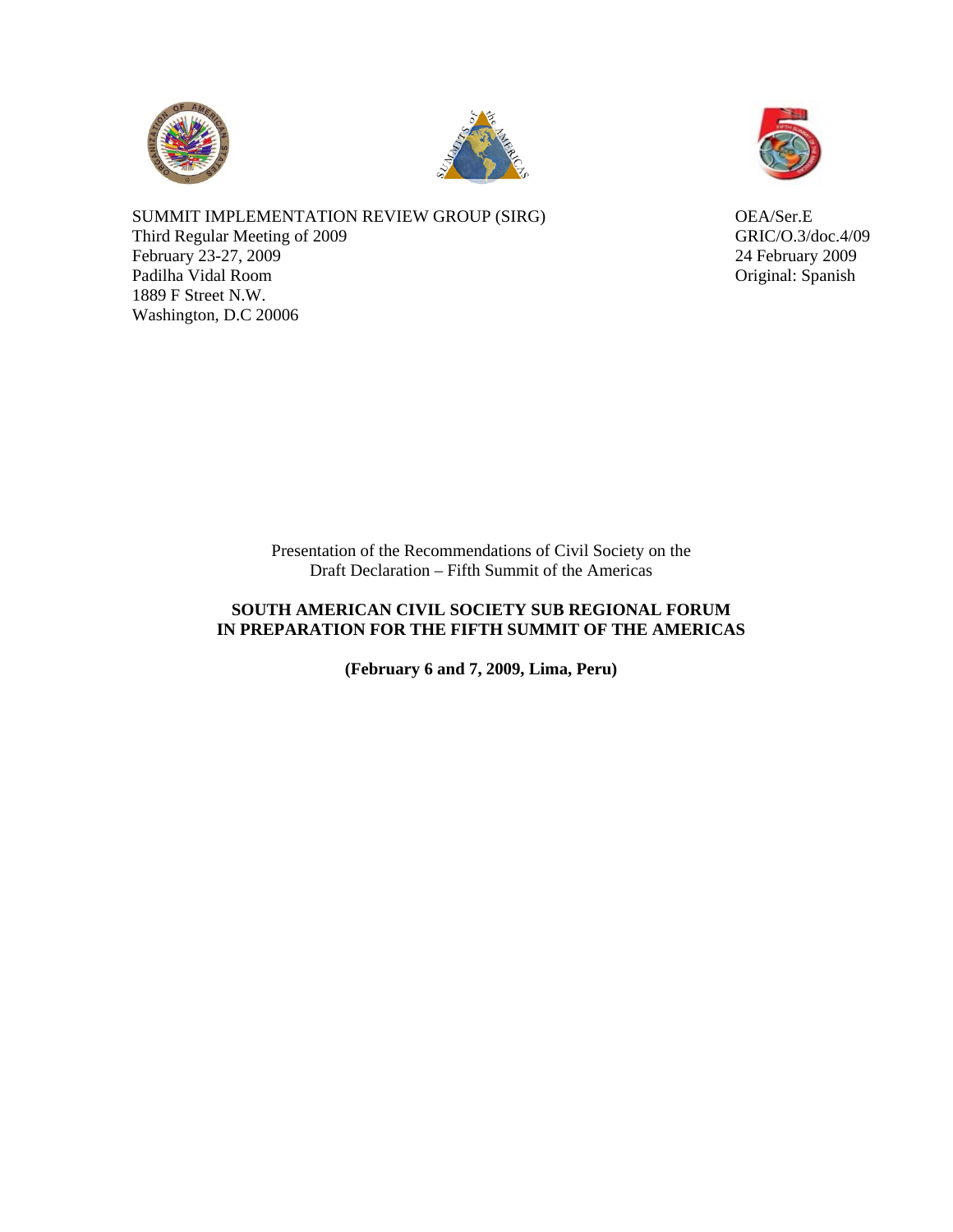SUMMIT IMPLEMENTATION REVIEW GROUP (SIRG)
Third Regular Meeting of 2009
February 23-27, 2009
Padilha Vidal Room
1889 F Street N.W.
Washington, D.C 20006

OEA/Ser.E
GRIC/O.3/doc.4/09
24 February 2009
Original: Spanish

Presentation of the Recommendations of Civil Society on the
Draft Declaration – Fifth Summit of the Americas

**SOUTH AMERICAN CIVIL SOCIETY SUB REGIONAL FORUM
IN PREPARATION FOR THE FIFTH SUMMIT OF THE AMERICAS**

**(February 6 and 7, 2009, Lima, Peru)**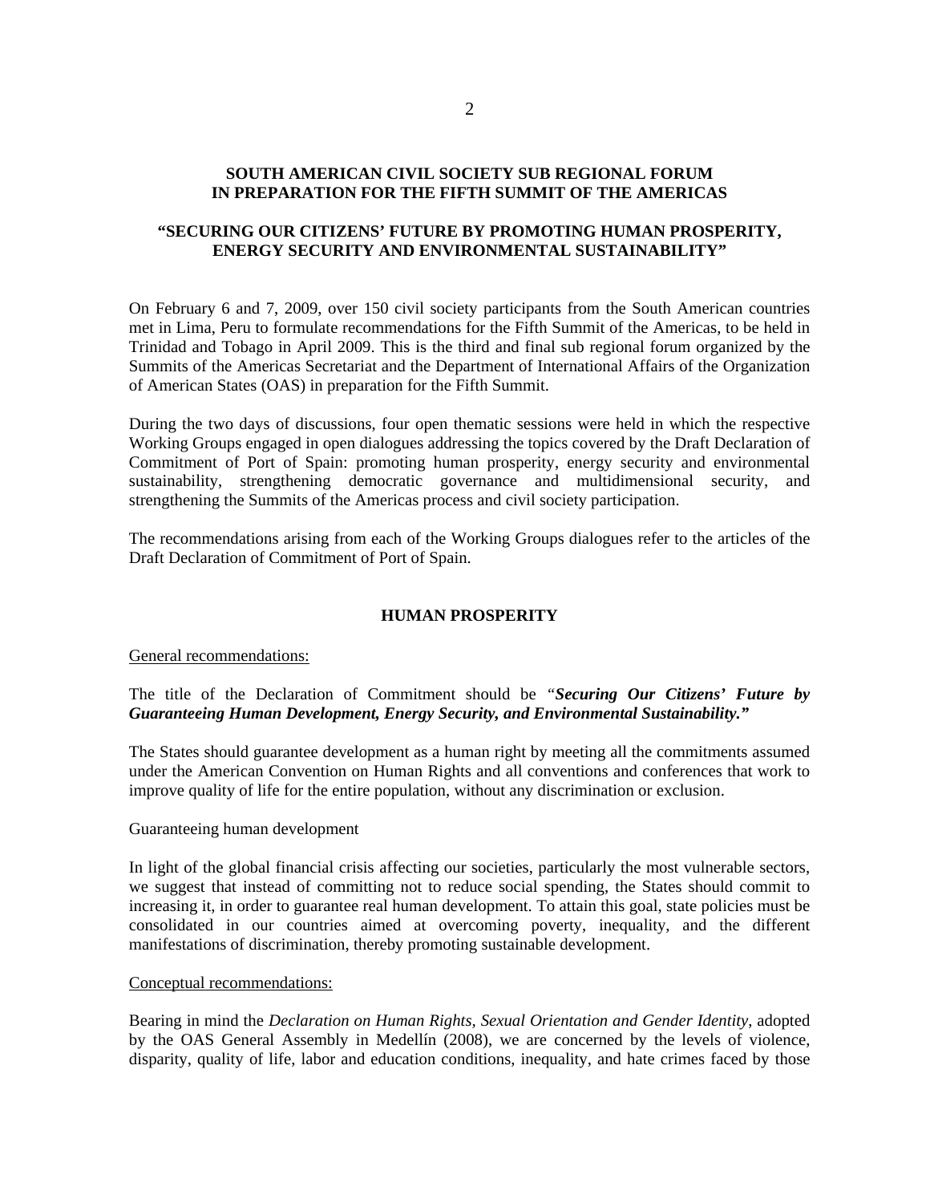## SOUTH AMERICAN CIVIL SOCIETY SUB REGIONAL FORUM IN PREPARATION FOR THE FIFTH SUMMIT OF THE AMERICAS

### "SECURING OUR CITIZENS' FUTURE BY PROMOTING HUMAN PROSPERITY, ENERGY SECURITY AND ENVIRONMENTAL SUSTAINABILITY"

On February 6 and 7, 2009, over 150 civil society participants from the South American countries met in Lima, Peru to formulate recommendations for the Fifth Summit of the Americas, to be held in Trinidad and Tobago in April 2009. This is the third and final sub regional forum organized by the Summits of the Americas Secretariat and the Department of International Affairs of the Organization of American States (OAS) in preparation for the Fifth Summit.

During the two days of discussions, four open thematic sessions were held in which the respective Working Groups engaged in open dialogues addressing the topics covered by the Draft Declaration of Commitment of Port of Spain: promoting human prosperity, energy security and environmental sustainability, strengthening democratic governance and multidimensional security, and strengthening the Summits of the Americas process and civil society participation.

The recommendations arising from each of the Working Groups dialogues refer to the articles of the Draft Declaration of Commitment of Port of Spain.

### HUMAN PROSPERITY

General recommendations:

The title of the Declaration of Commitment should be "***Securing Our Citizens' Future by Guaranteeing Human Development, Energy Security, and Environmental Sustainability."***

The States should guarantee development as a human right by meeting all the commitments assumed under the American Convention on Human Rights and all conventions and conferences that work to improve quality of life for the entire population, without any discrimination or exclusion.

Guaranteeing human development

In light of the global financial crisis affecting our societies, particularly the most vulnerable sectors, we suggest that instead of committing not to reduce social spending, the States should commit to increasing it, in order to guarantee real human development. To attain this goal, state policies must be consolidated in our countries aimed at overcoming poverty, inequality, and the different manifestations of discrimination, thereby promoting sustainable development.

Conceptual recommendations:

Bearing in mind the *Declaration on Human Rights, Sexual Orientation and Gender Identity*, adopted by the OAS General Assembly in Medellín (2008), we are concerned by the levels of violence, disparity, quality of life, labor and education conditions, inequality, and hate crimes faced by those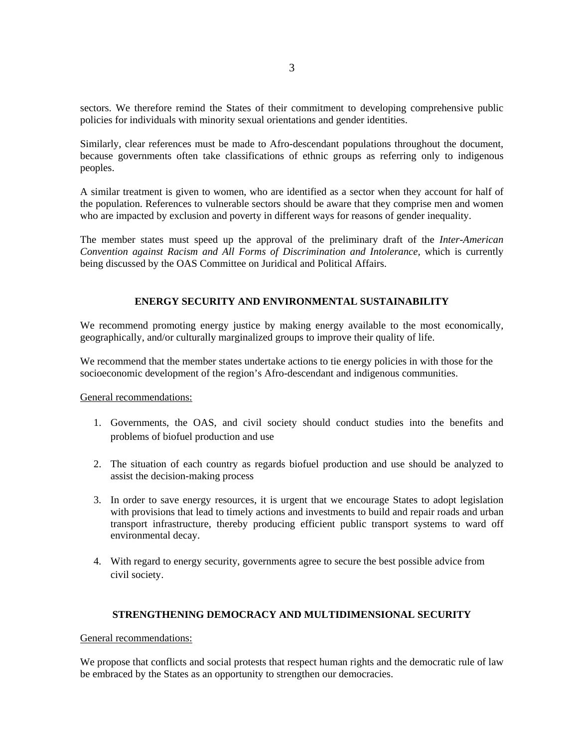sectors. We therefore remind the States of their commitment to developing comprehensive public policies for individuals with minority sexual orientations and gender identities.

Similarly, clear references must be made to Afro-descendant populations throughout the document, because governments often take classifications of ethnic groups as referring only to indigenous peoples.

A similar treatment is given to women, who are identified as a sector when they account for half of the population. References to vulnerable sectors should be aware that they comprise men and women who are impacted by exclusion and poverty in different ways for reasons of gender inequality.

The member states must speed up the approval of the preliminary draft of the *Inter-American Convention against Racism and All Forms of Discrimination and Intolerance,* which is currently being discussed by the OAS Committee on Juridical and Political Affairs.

## ENERGY SECURITY AND ENVIRONMENTAL SUSTAINABILITY

We recommend promoting energy justice by making energy available to the most economically, geographically, and/or culturally marginalized groups to improve their quality of life.

We recommend that the member states undertake actions to tie energy policies in with those for the socioeconomic development of the region's Afro-descendant and indigenous communities.

General recommendations:

1. Governments, the OAS, and civil society should conduct studies into the benefits and problems of biofuel production and use

2. The situation of each country as regards biofuel production and use should be analyzed to assist the decision-making process

3. In order to save energy resources, it is urgent that we encourage States to adopt legislation with provisions that lead to timely actions and investments to build and repair roads and urban transport infrastructure, thereby producing efficient public transport systems to ward off environmental decay.

4. With regard to energy security, governments agree to secure the best possible advice from civil society.

## STRENGTHENING DEMOCRACY AND MULTIDIMENSIONAL SECURITY

General recommendations:

We propose that conflicts and social protests that respect human rights and the democratic rule of law be embraced by the States as an opportunity to strengthen our democracies.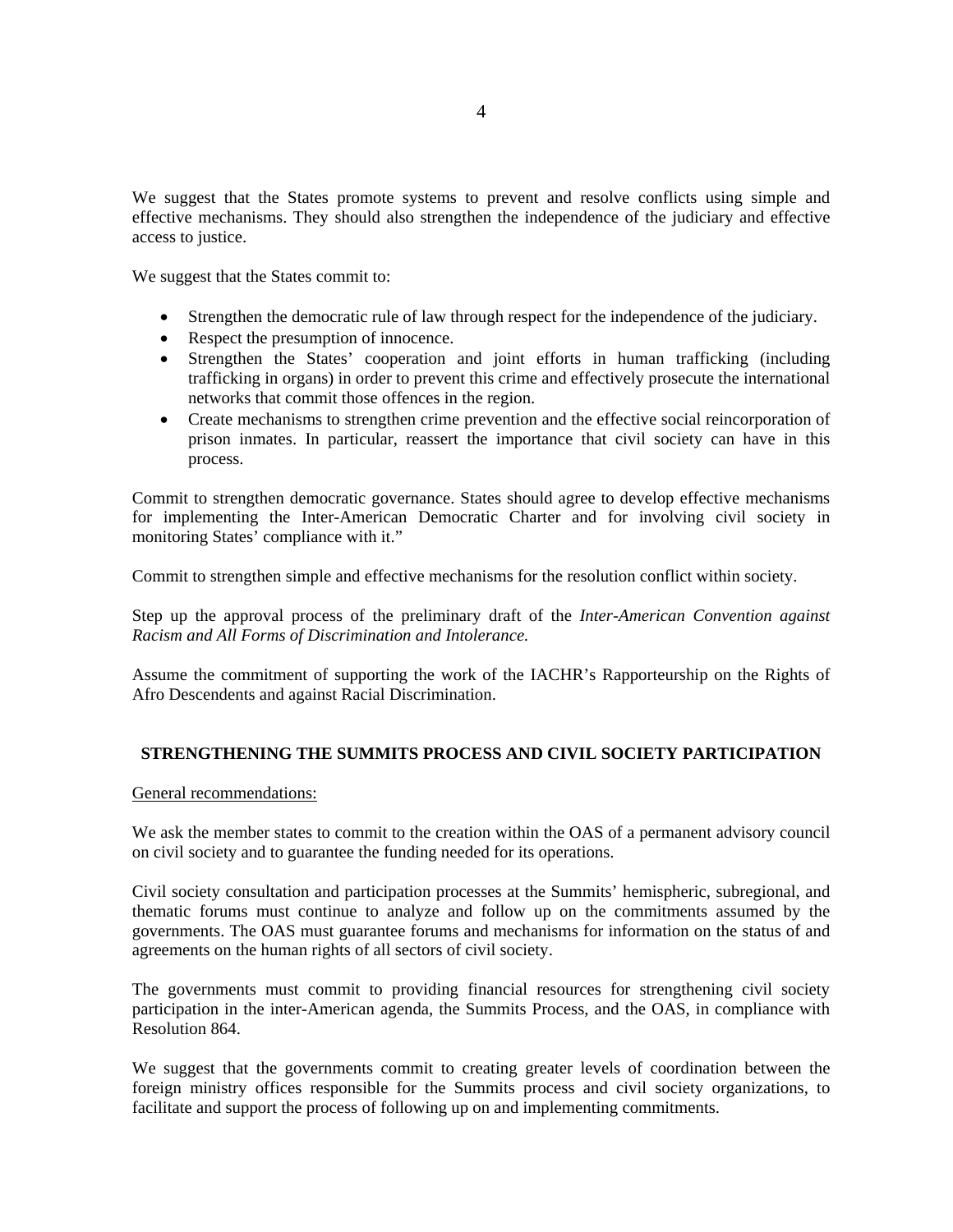We suggest that the States promote systems to prevent and resolve conflicts using simple and effective mechanisms. They should also strengthen the independence of the judiciary and effective access to justice.

We suggest that the States commit to:

- Strengthen the democratic rule of law through respect for the independence of the judiciary.
- Respect the presumption of innocence.
- Strengthen the States' cooperation and joint efforts in human trafficking (including trafficking in organs) in order to prevent this crime and effectively prosecute the international networks that commit those offences in the region.
- Create mechanisms to strengthen crime prevention and the effective social reincorporation of prison inmates. In particular, reassert the importance that civil society can have in this process.

Commit to strengthen democratic governance. States should agree to develop effective mechanisms for implementing the Inter-American Democratic Charter and for involving civil society in monitoring States' compliance with it."

Commit to strengthen simple and effective mechanisms for the resolution conflict within society.

Step up the approval process of the preliminary draft of the *Inter-American Convention against Racism and All Forms of Discrimination and Intolerance.*

Assume the commitment of supporting the work of the IACHR's Rapporteurship on the Rights of Afro Descendents and against Racial Discrimination.

## STRENGTHENING THE SUMMITS PROCESS AND CIVIL SOCIETY PARTICIPATION

General recommendations:

We ask the member states to commit to the creation within the OAS of a permanent advisory council on civil society and to guarantee the funding needed for its operations.

Civil society consultation and participation processes at the Summits' hemispheric, subregional, and thematic forums must continue to analyze and follow up on the commitments assumed by the governments. The OAS must guarantee forums and mechanisms for information on the status of and agreements on the human rights of all sectors of civil society.

The governments must commit to providing financial resources for strengthening civil society participation in the inter-American agenda, the Summits Process, and the OAS, in compliance with Resolution 864.

We suggest that the governments commit to creating greater levels of coordination between the foreign ministry offices responsible for the Summits process and civil society organizations, to facilitate and support the process of following up on and implementing commitments.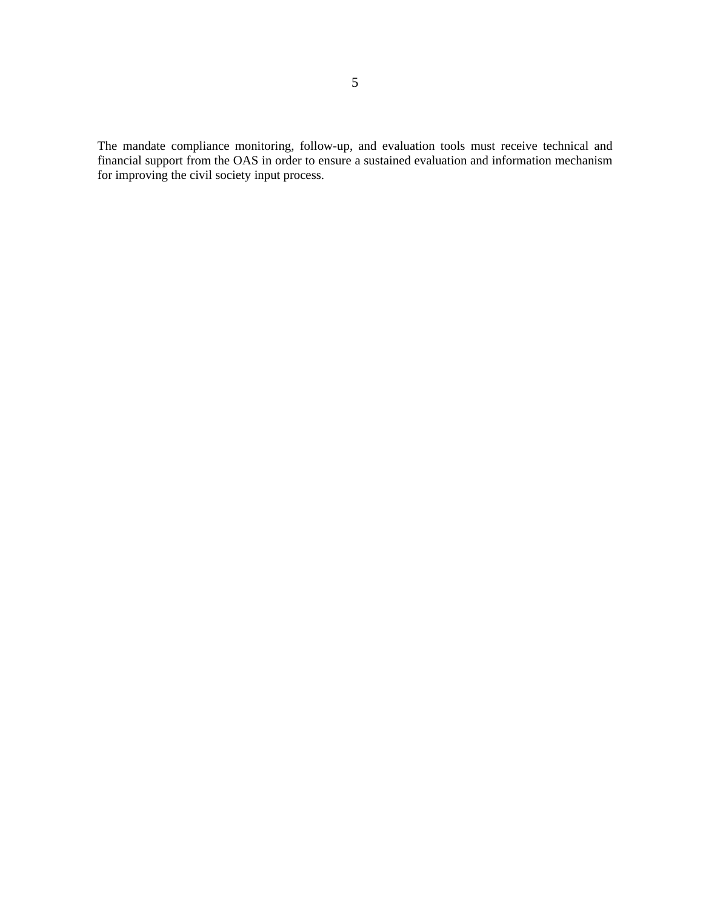The mandate compliance monitoring, follow-up, and evaluation tools must receive technical and financial support from the OAS in order to ensure a sustained evaluation and information mechanism for improving the civil society input process.